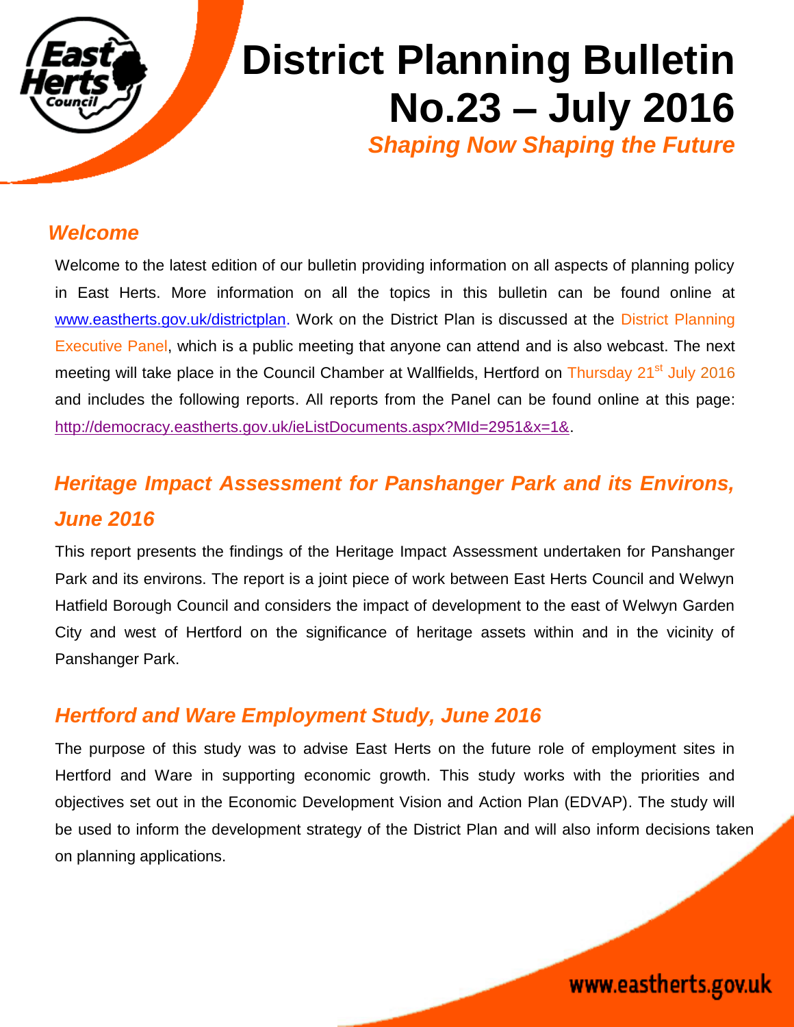# District Planning Bulletin No.23 – July 2016

***Shaping Now Shaping the Future***

## *Welcome*

Welcome to the latest edition of our bulletin providing information on all aspects of planning policy in East Herts. More information on all the topics in this bulletin can be found online at www.eastherts.gov.uk/districtplan. Work on the District Plan is discussed at the District Planning Executive Panel, which is a public meeting that anyone can attend and is also webcast. The next meeting will take place in the Council Chamber at Wallfields, Hertford on Thursday 21st July 2016 and includes the following reports. All reports from the Panel can be found online at this page: http://democracy.eastherts.gov.uk/ieListDocuments.aspx?MId=2951&x=1&.

## *Heritage Impact Assessment for Panshanger Park and its Environs, June 2016*

This report presents the findings of the Heritage Impact Assessment undertaken for Panshanger Park and its environs. The report is a joint piece of work between East Herts Council and Welwyn Hatfield Borough Council and considers the impact of development to the east of Welwyn Garden City and west of Hertford on the significance of heritage assets within and in the vicinity of Panshanger Park.

## *Hertford and Ware Employment Study, June 2016*

The purpose of this study was to advise East Herts on the future role of employment sites in Hertford and Ware in supporting economic growth. This study works with the priorities and objectives set out in the Economic Development Vision and Action Plan (EDVAP). The study will be used to inform the development strategy of the District Plan and will also inform decisions taken on planning applications.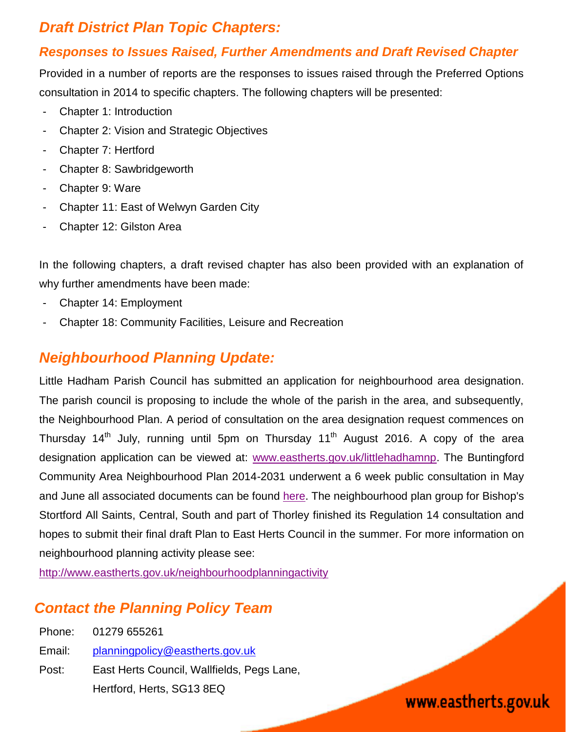## *Draft District Plan Topic Chapters:*

### *Responses to Issues Raised, Further Amendments and Draft Revised Chapter*

Provided in a number of reports are the responses to issues raised through the Preferred Options consultation in 2014 to specific chapters. The following chapters will be presented:

- Chapter 1: Introduction
- Chapter 2: Vision and Strategic Objectives
- Chapter 7: Hertford
- Chapter 8: Sawbridgeworth
- Chapter 9: Ware
- Chapter 11: East of Welwyn Garden City
- Chapter 12: Gilston Area

In the following chapters, a draft revised chapter has also been provided with an explanation of why further amendments have been made:

- Chapter 14: Employment
- Chapter 18: Community Facilities, Leisure and Recreation

## *Neighbourhood Planning Update:*

Little Hadham Parish Council has submitted an application for neighbourhood area designation. The parish council is proposing to include the whole of the parish in the area, and subsequently, the Neighbourhood Plan. A period of consultation on the area designation request commences on Thursday 14th July, running until 5pm on Thursday 11th August 2016. A copy of the area designation application can be viewed at: www.eastherts.gov.uk/littlehadhamnp. The Buntingford Community Area Neighbourhood Plan 2014-2031 underwent a 6 week public consultation in May and June all associated documents can be found here. The neighbourhood plan group for Bishop's Stortford All Saints, Central, South and part of Thorley finished its Regulation 14 consultation and hopes to submit their final draft Plan to East Herts Council in the summer. For more information on neighbourhood planning activity please see:

http://www.eastherts.gov.uk/neighbourhoodplanningactivity

## *Contact the Planning Policy Team*

Phone: 01279 655261

Email: planningpolicy@eastherts.gov.uk

Post: East Herts Council, Wallfields, Pegs Lane,
Hertford, Herts, SG13 8EQ

www.eastherts.gov.uk